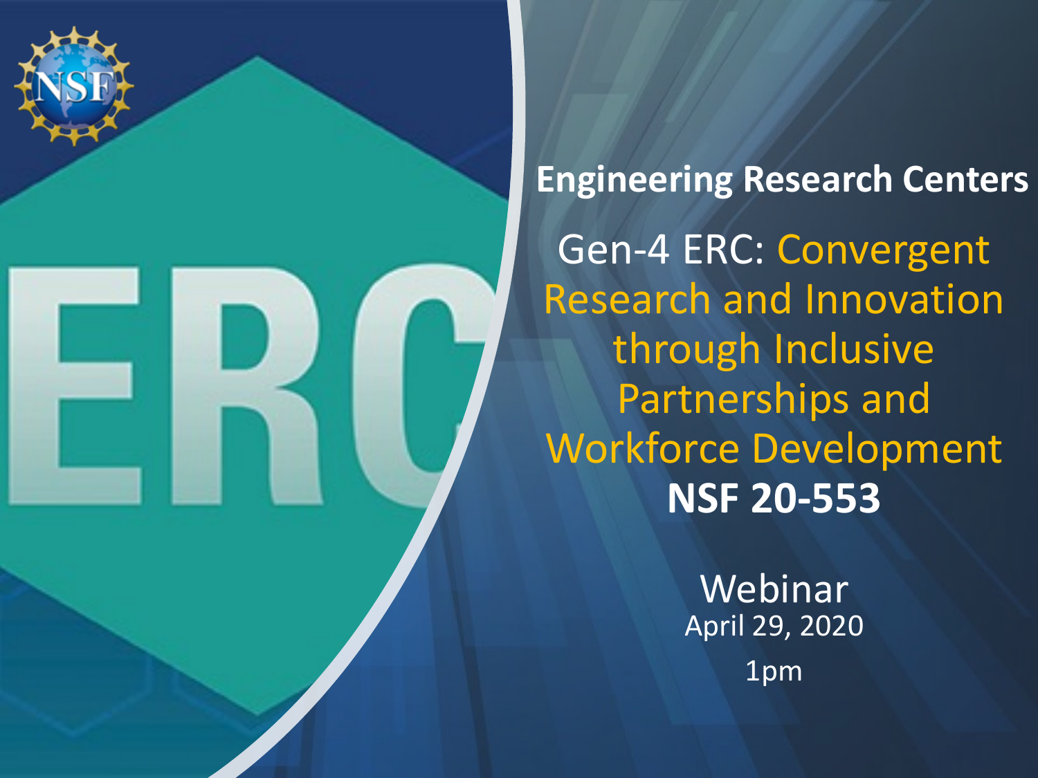# Engineering Research Centers

## Gen-4 ERC: Convergent Research and Innovation through Inclusive Partnerships and Workforce Development

**NSF 20-553**

Webinar

April 29, 2020

1pm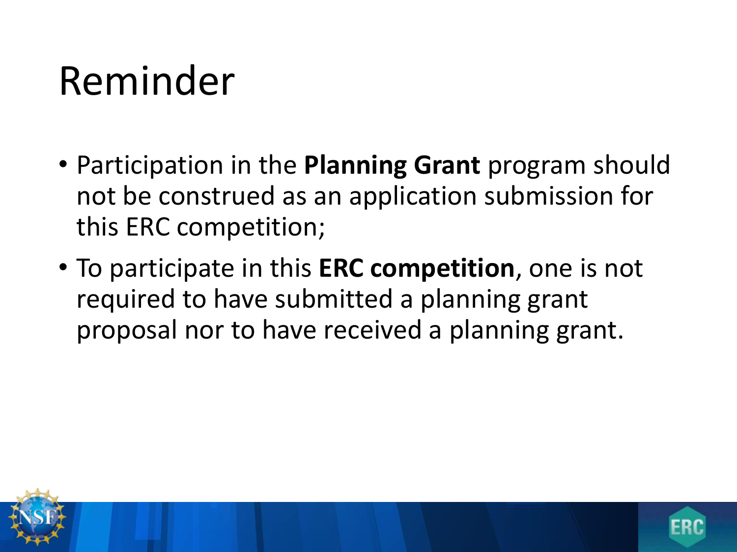# Reminder

- Participation in the **Planning Grant** program should not be construed as an application submission for this ERC competition;
- To participate in this **ERC competition**, one is not required to have submitted a planning grant proposal nor to have received a planning grant.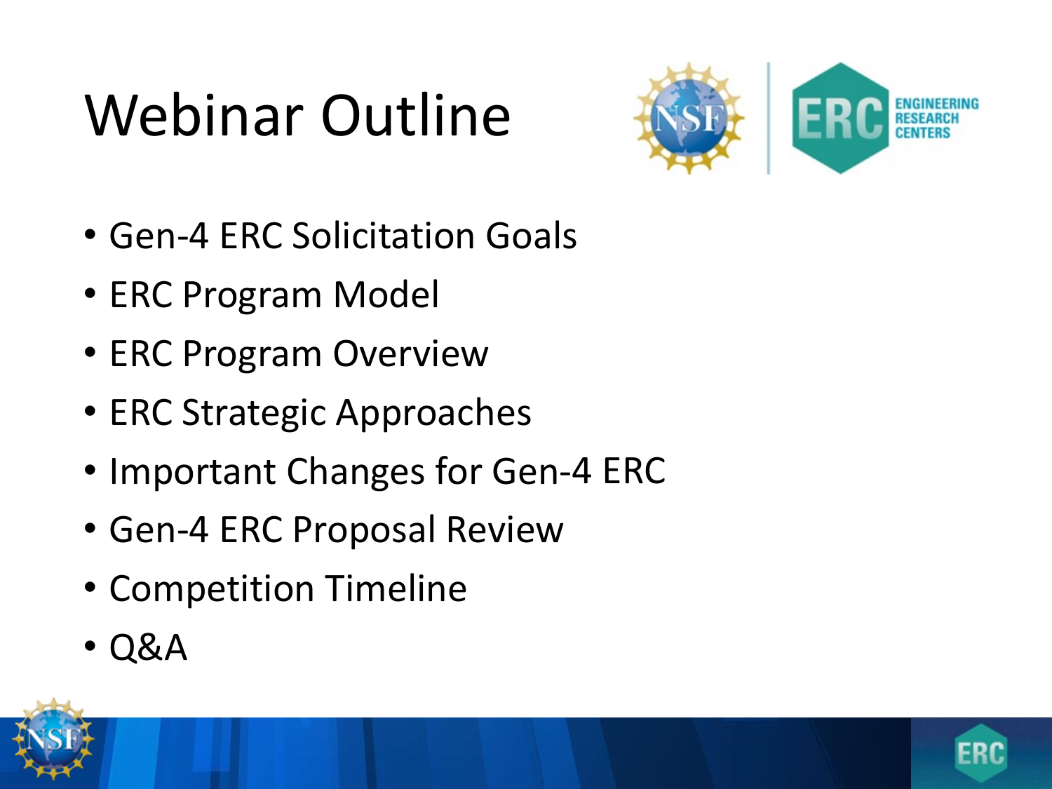# Webinar Outline

- Gen-4 ERC Solicitation Goals
- ERC Program Model
- ERC Program Overview
- ERC Strategic Approaches
- Important Changes for Gen-4 ERC
- Gen-4 ERC Proposal Review
- Competition Timeline
- Q&A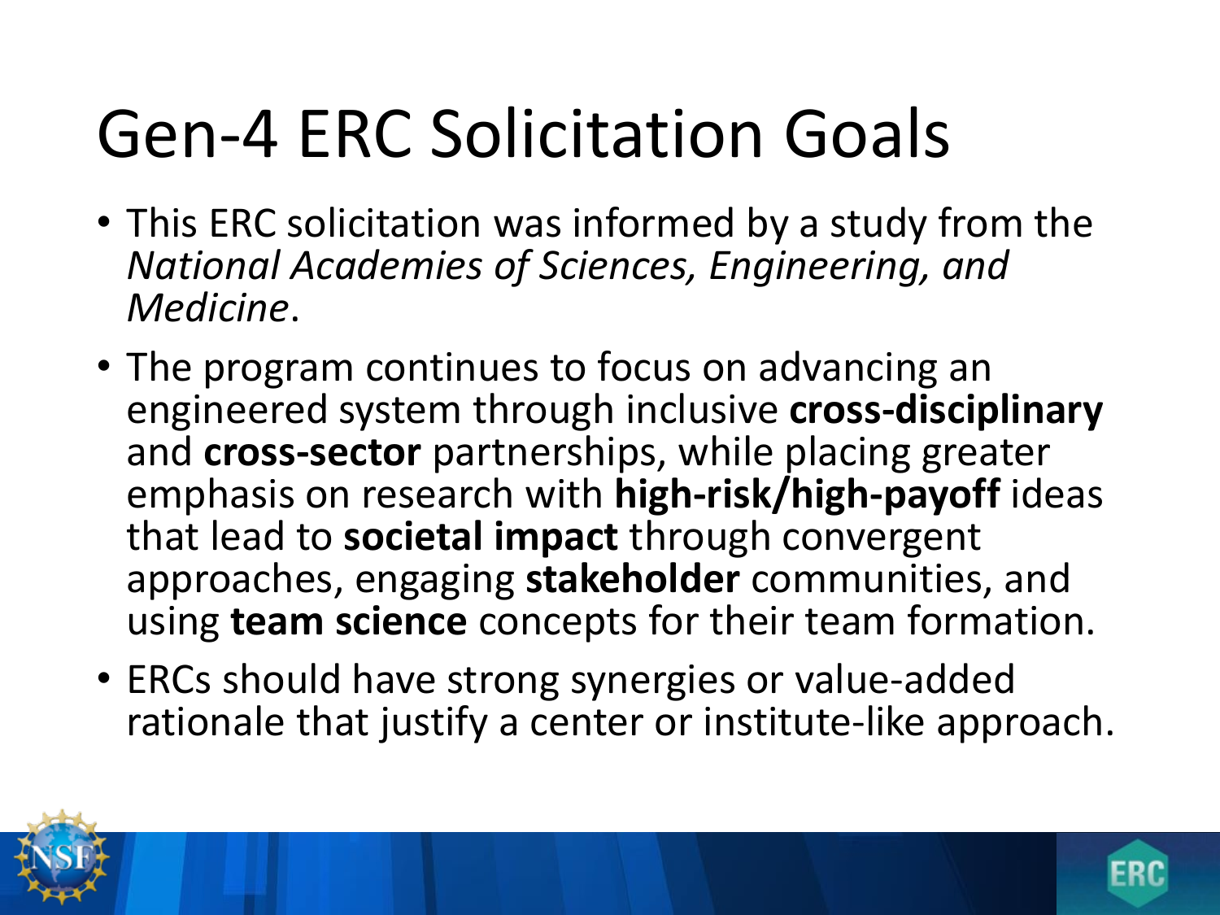# Gen-4 ERC Solicitation Goals

- This ERC solicitation was informed by a study from the *National Academies of Sciences, Engineering, and Medicine*.
- The program continues to focus on advancing an engineered system through inclusive **cross-disciplinary** and **cross-sector** partnerships, while placing greater emphasis on research with **high-risk/high-payoff** ideas that lead to **societal impact** through convergent approaches, engaging **stakeholder** communities, and using **team science** concepts for their team formation.
- ERCs should have strong synergies or value-added rationale that justify a center or institute-like approach.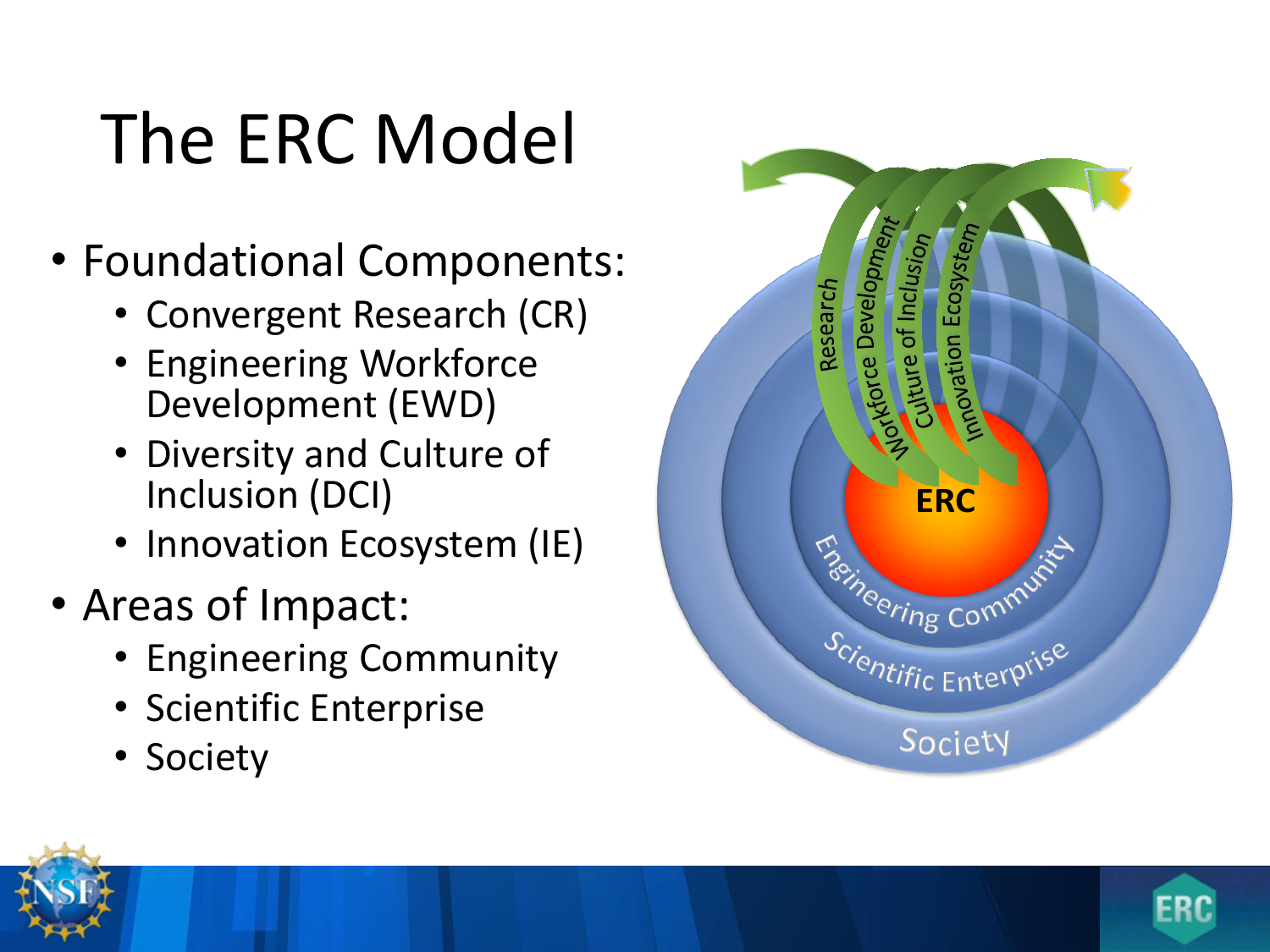# The ERC Model

- Foundational Components:
  - Convergent Research (CR)
  - Engineering Workforce Development (EWD)
  - Diversity and Culture of Inclusion (DCI)
  - Innovation Ecosystem (IE)
- Areas of Impact:
  - Engineering Community
  - Scientific Enterprise
  - Society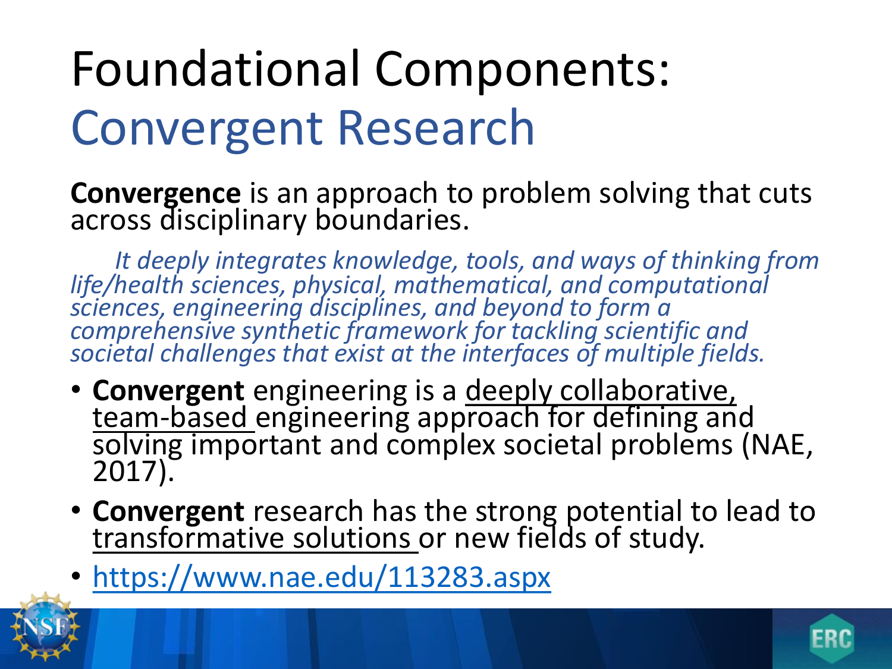# Foundational Components: Convergent Research

**Convergence** is an approach to problem solving that cuts across disciplinary boundaries.

*It deeply integrates knowledge, tools, and ways of thinking from life/health sciences, physical, mathematical, and computational sciences, engineering disciplines, and beyond to form a comprehensive synthetic framework for tackling scientific and societal challenges that exist at the interfaces of multiple fields.*

- **Convergent** engineering is a <u>deeply collaborative, team-based</u> engineering approach for defining and solving important and complex societal problems (NAE, 2017).
- **Convergent** research has the strong potential to lead to <u>transformative solutions</u> or new fields of study.
- https://www.nae.edu/113283.aspx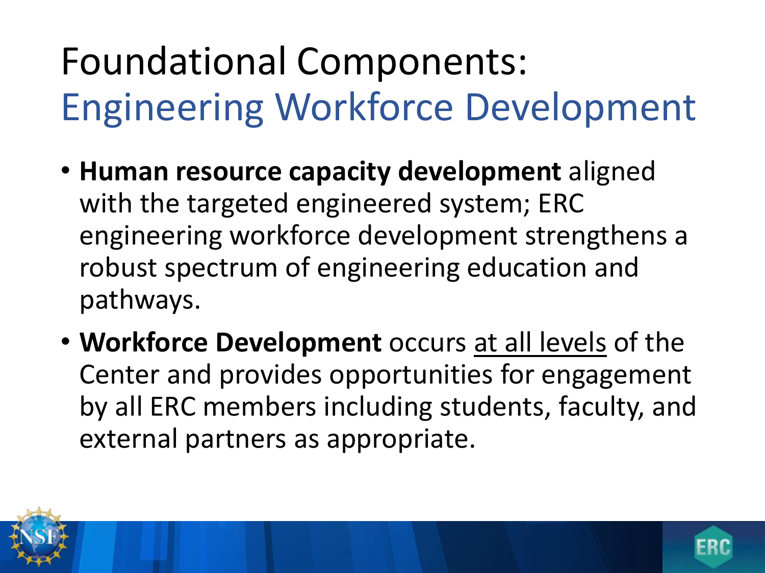# Foundational Components: Engineering Workforce Development

- **Human resource capacity development** aligned with the targeted engineered system; ERC engineering workforce development strengthens a robust spectrum of engineering education and pathways.
- **Workforce Development** occurs <u>at all levels</u> of the Center and provides opportunities for engagement by all ERC members including students, faculty, and external partners as appropriate.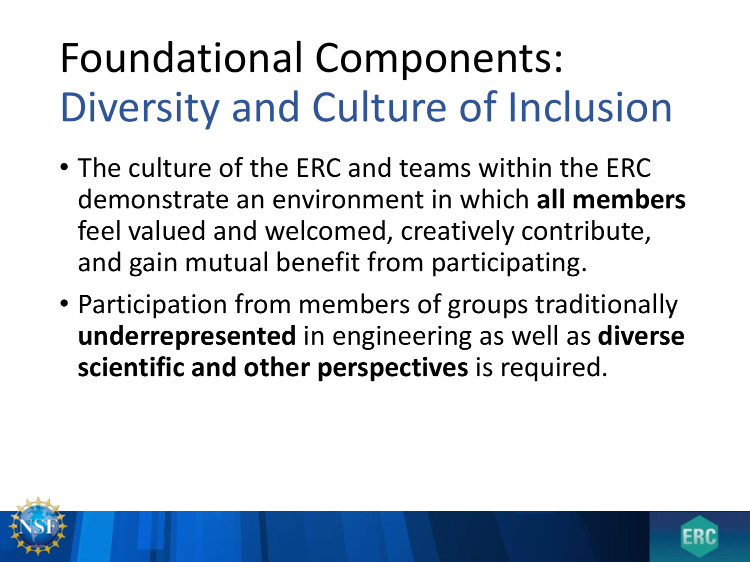# Foundational Components: Diversity and Culture of Inclusion

- The culture of the ERC and teams within the ERC demonstrate an environment in which **all members** feel valued and welcomed, creatively contribute, and gain mutual benefit from participating.
- Participation from members of groups traditionally **underrepresented** in engineering as well as **diverse scientific and other perspectives** is required.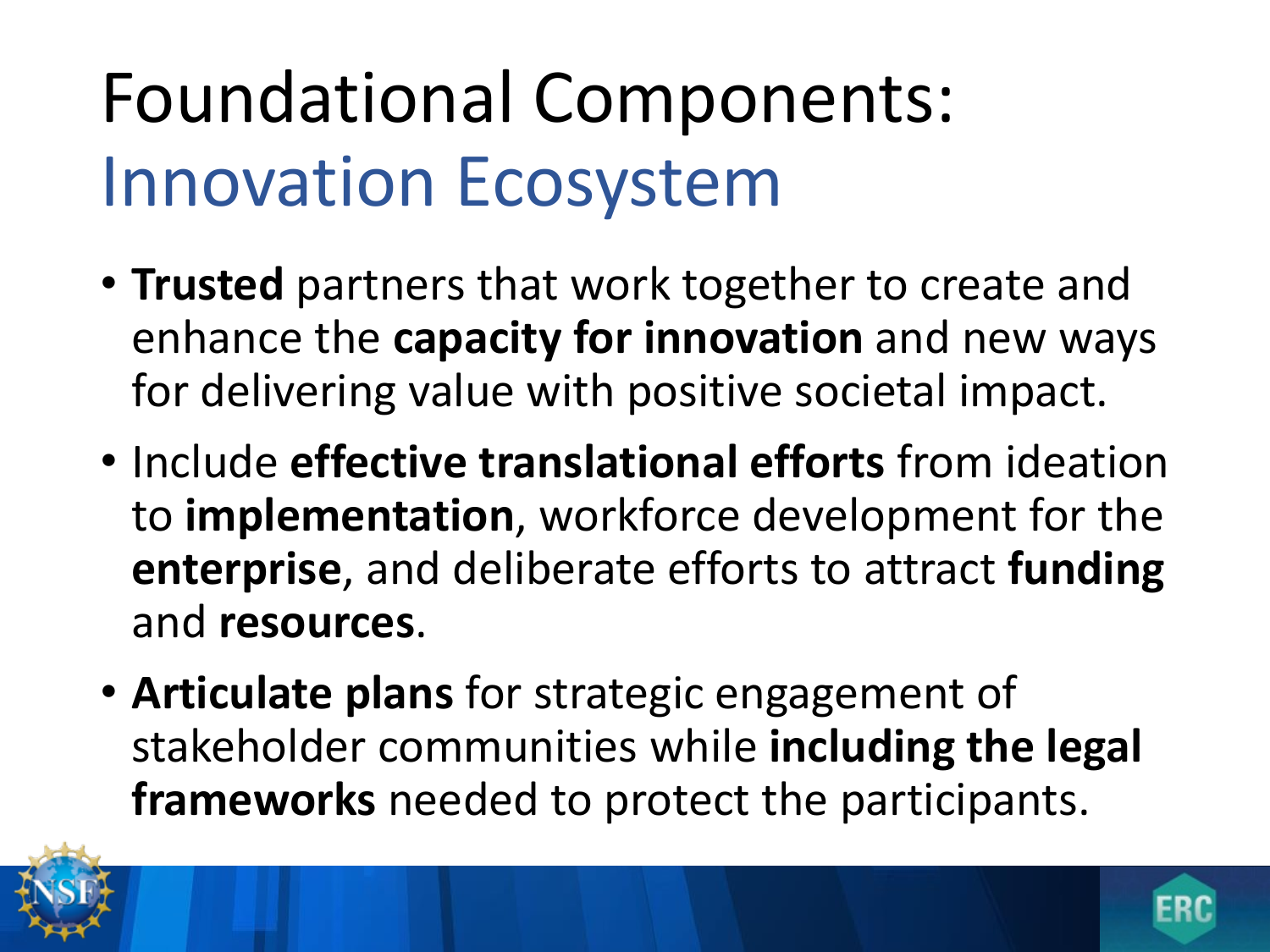# Foundational Components: Innovation Ecosystem

- **Trusted** partners that work together to create and enhance the **capacity for innovation** and new ways for delivering value with positive societal impact.
- Include **effective translational efforts** from ideation to **implementation**, workforce development for the **enterprise**, and deliberate efforts to attract **funding** and **resources**.
- **Articulate plans** for strategic engagement of stakeholder communities while **including the legal frameworks** needed to protect the participants.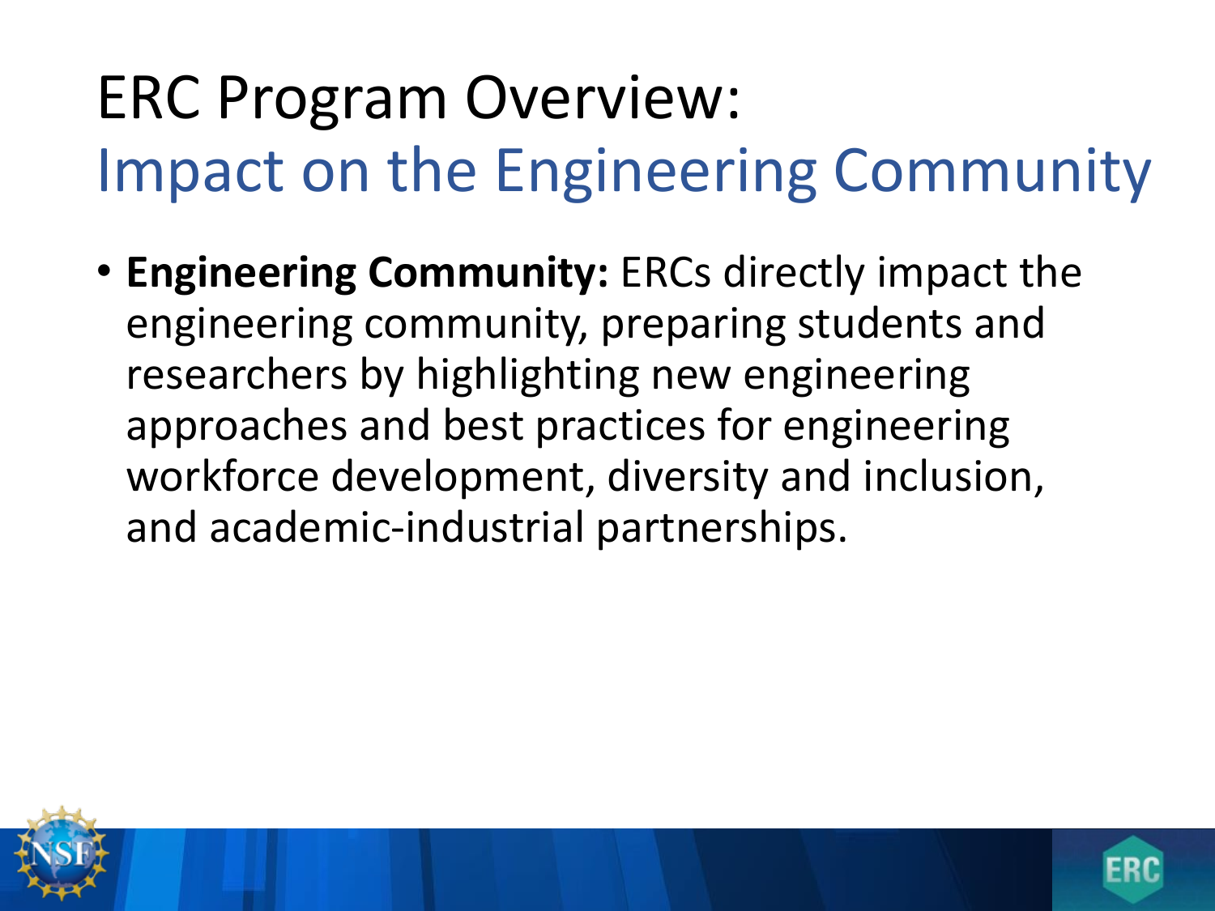# ERC Program Overview: Impact on the Engineering Community

- **Engineering Community:** ERCs directly impact the engineering community, preparing students and researchers by highlighting new engineering approaches and best practices for engineering workforce development, diversity and inclusion, and academic-industrial partnerships.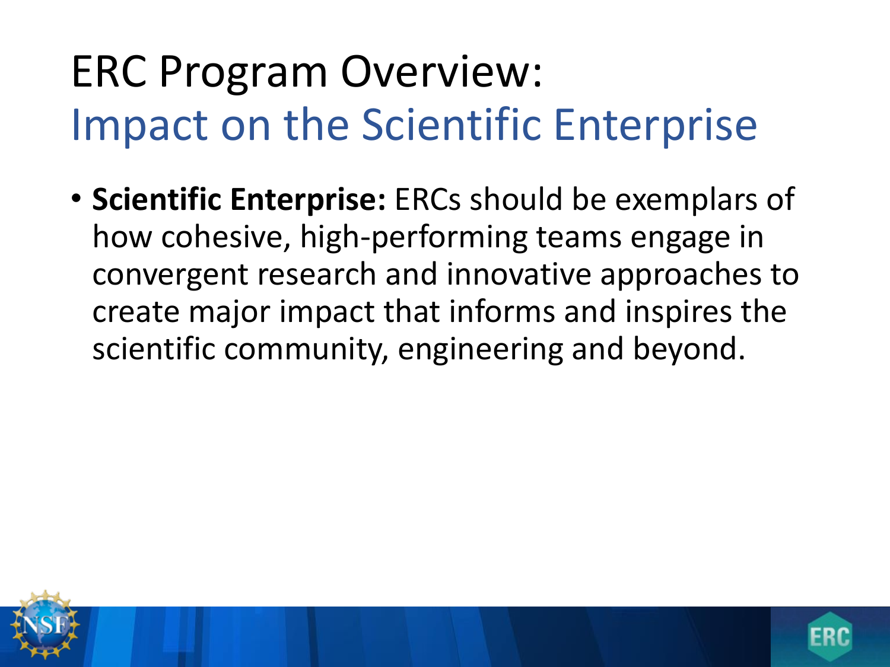# ERC Program Overview: Impact on the Scientific Enterprise

- **Scientific Enterprise:** ERCs should be exemplars of how cohesive, high-performing teams engage in convergent research and innovative approaches to create major impact that informs and inspires the scientific community, engineering and beyond.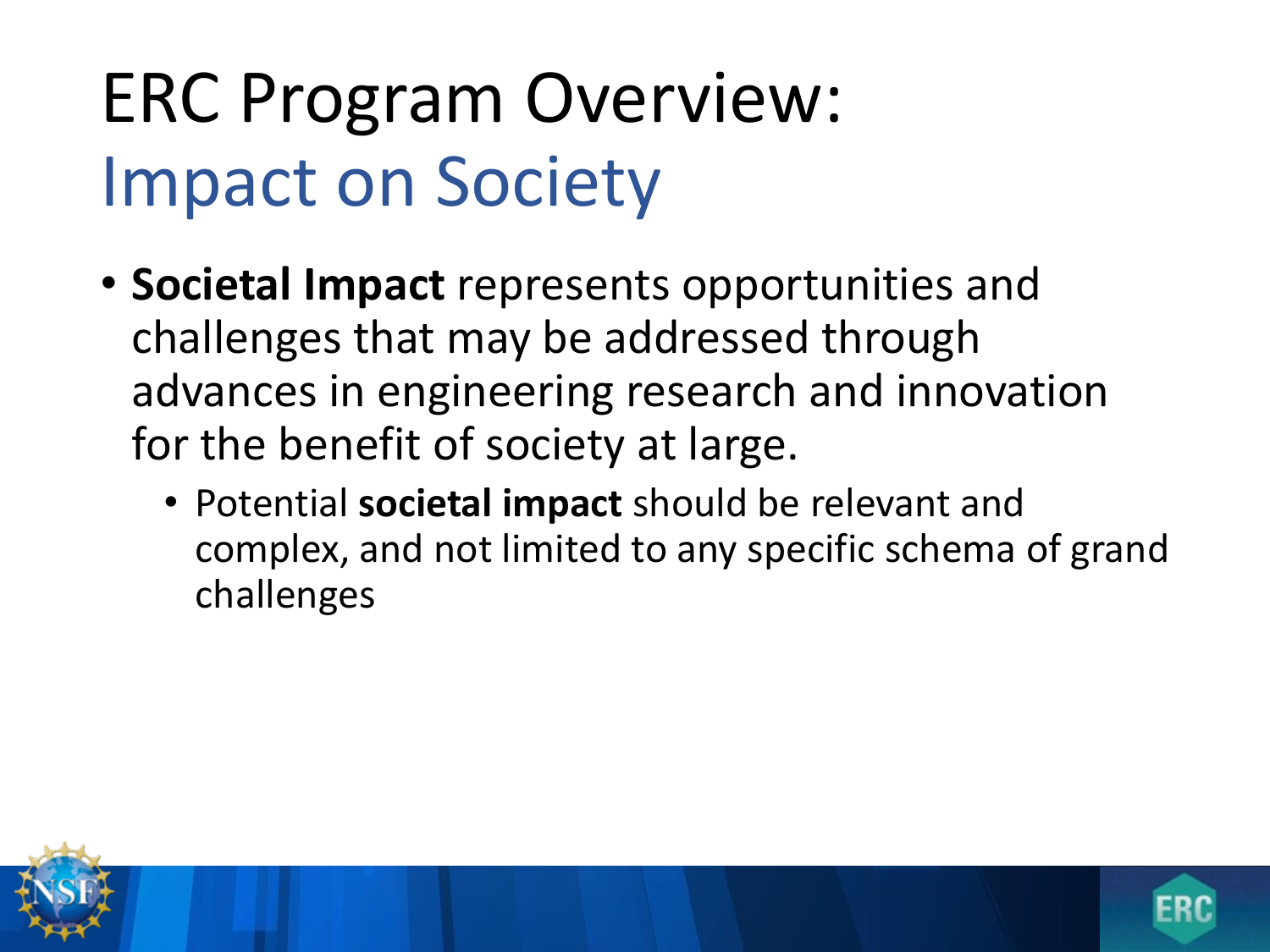# ERC Program Overview: Impact on Society

- **Societal Impact** represents opportunities and challenges that may be addressed through advances in engineering research and innovation for the benefit of society at large.
  - Potential **societal impact** should be relevant and complex, and not limited to any specific schema of grand challenges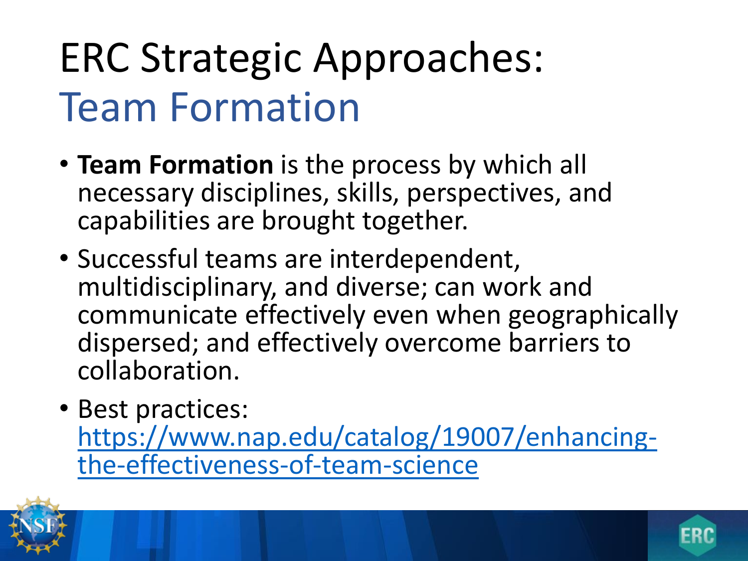# ERC Strategic Approaches: Team Formation

- **Team Formation** is the process by which all necessary disciplines, skills, perspectives, and capabilities are brought together.
- Successful teams are interdependent, multidisciplinary, and diverse; can work and communicate effectively even when geographically dispersed; and effectively overcome barriers to collaboration.
- Best practices: [https://www.nap.edu/catalog/19007/enhancing-the-effectiveness-of-team-science](https://www.nap.edu/catalog/19007/enhancing-the-effectiveness-of-team-science)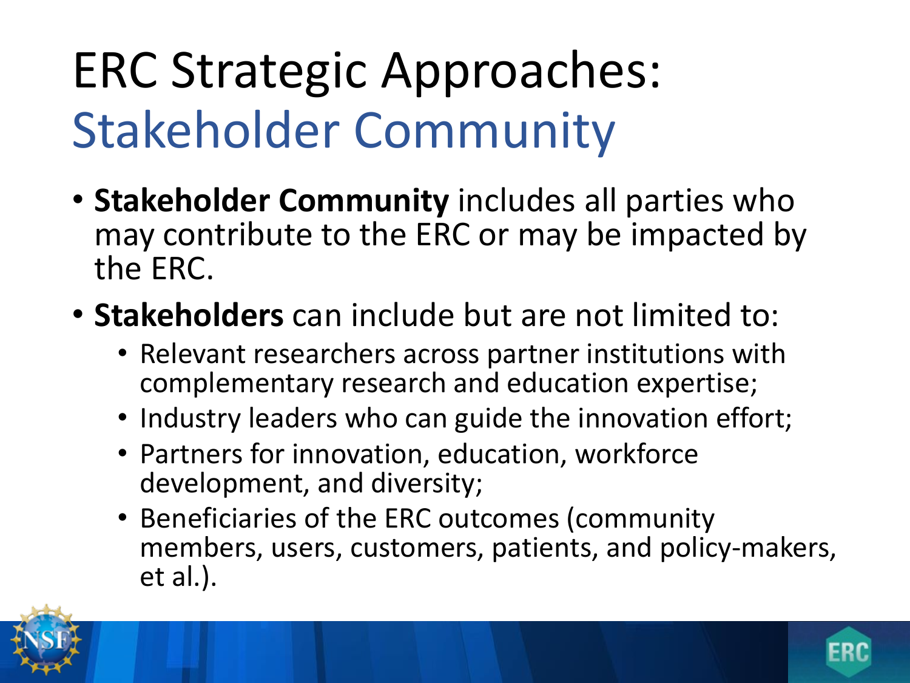# ERC Strategic Approaches: Stakeholder Community

- **Stakeholder Community** includes all parties who may contribute to the ERC or may be impacted by the ERC.
- **Stakeholders** can include but are not limited to:
  - Relevant researchers across partner institutions with complementary research and education expertise;
  - Industry leaders who can guide the innovation effort;
  - Partners for innovation, education, workforce development, and diversity;
  - Beneficiaries of the ERC outcomes (community members, users, customers, patients, and policy-makers, et al.).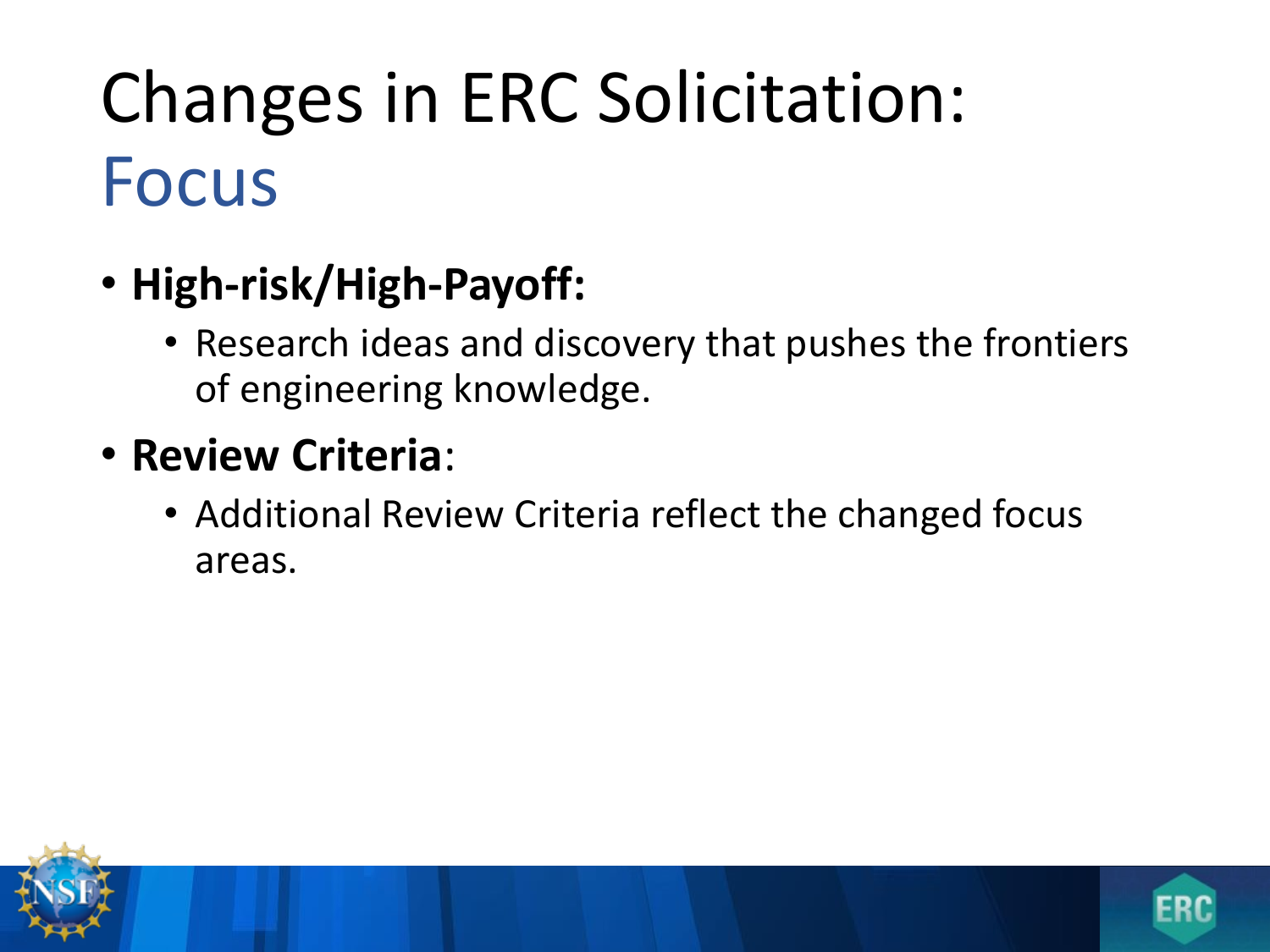# Changes in ERC Solicitation: Focus

- **High-risk/High-Payoff:**
  - Research ideas and discovery that pushes the frontiers of engineering knowledge.
- **Review Criteria**:
  - Additional Review Criteria reflect the changed focus areas.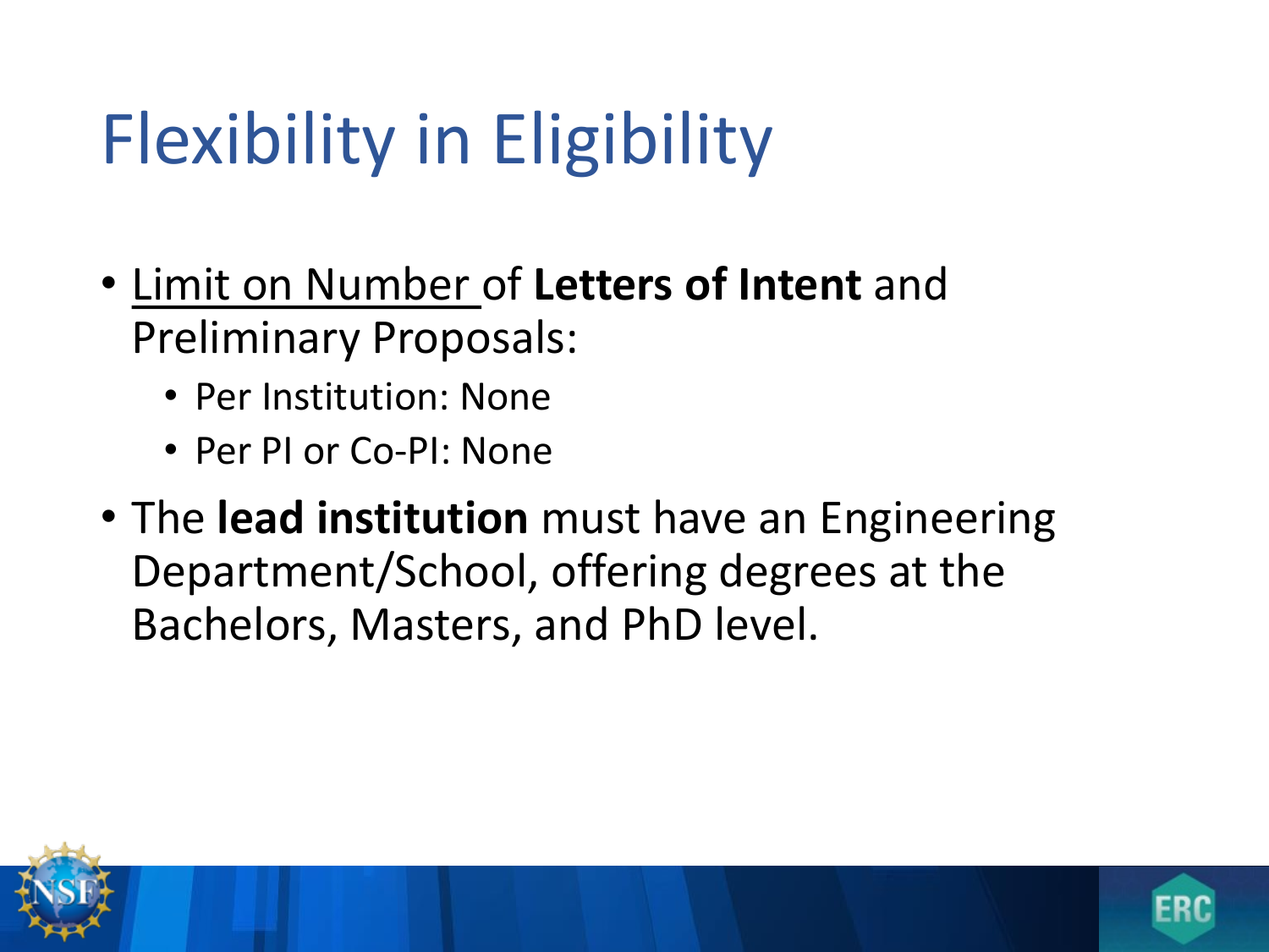# Flexibility in Eligibility

- Limit on Number of **Letters of Intent** and Preliminary Proposals:
  - Per Institution: None
  - Per PI or Co-PI: None
- The **lead institution** must have an Engineering Department/School, offering degrees at the Bachelors, Masters, and PhD level.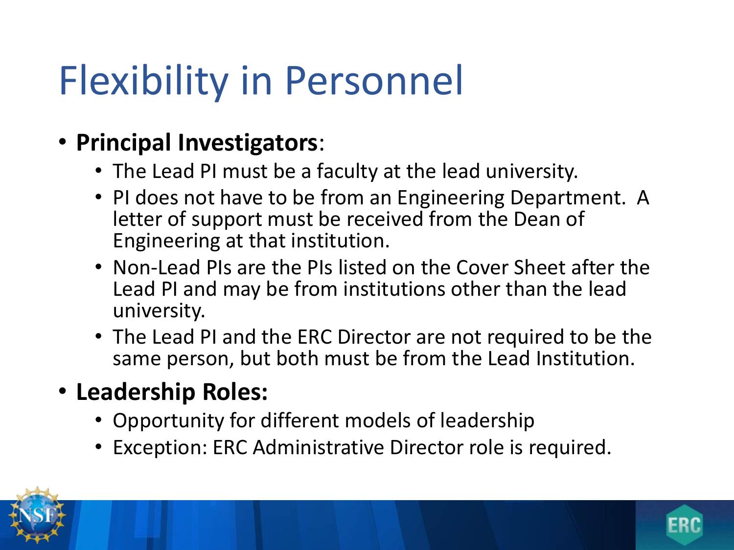# Flexibility in Personnel

- **Principal Investigators**:
  - The Lead PI must be a faculty at the lead university.
  - PI does not have to be from an Engineering Department. A letter of support must be received from the Dean of Engineering at that institution.
  - Non-Lead PIs are the PIs listed on the Cover Sheet after the Lead PI and may be from institutions other than the lead university.
  - The Lead PI and the ERC Director are not required to be the same person, but both must be from the Lead Institution.
- **Leadership Roles:**
  - Opportunity for different models of leadership
  - Exception: ERC Administrative Director role is required.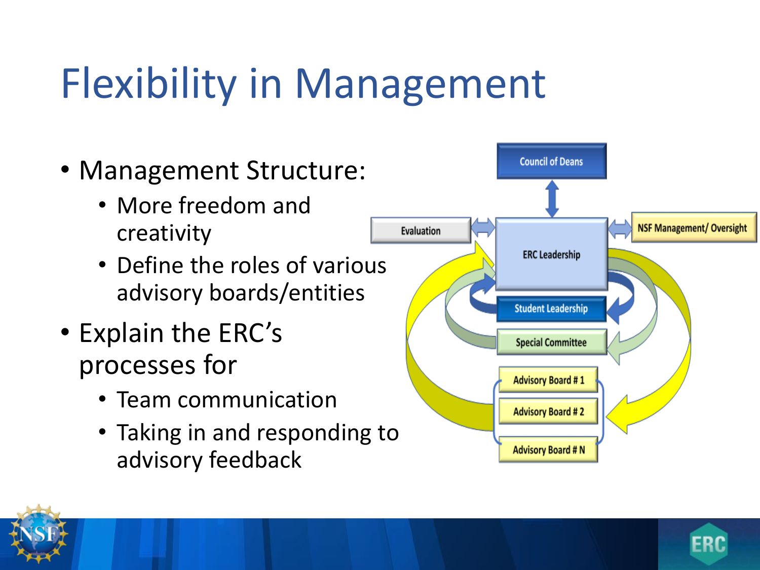# Flexibility in Management

- Management Structure:
  - More freedom and creativity
  - Define the roles of various advisory boards/entities
- Explain the ERC's processes for
  - Team communication
  - Taking in and responding to advisory feedback

Council of Deans

Evaluation

ERC Leadership

NSF Management/ Oversight

Student Leadership

Special Committee

Advisory Board # 1

Advisory Board # 2

Advisory Board # N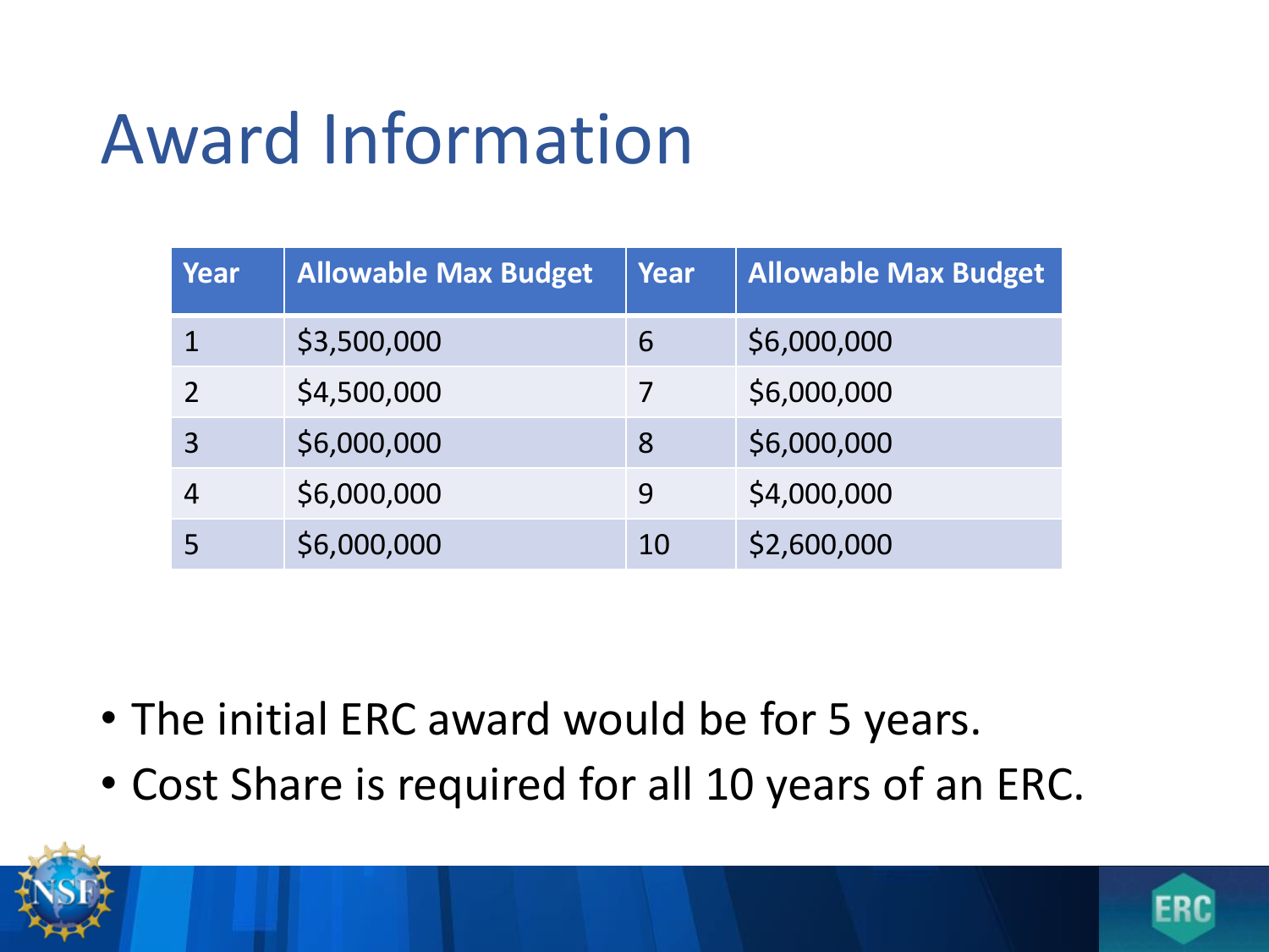# Award Information

| Year | Allowable Max Budget | Year | Allowable Max Budget |
|---|---|---|---|
| 1 | $3,500,000 | 6 | $6,000,000 |
| 2 | $4,500,000 | 7 | $6,000,000 |
| 3 | $6,000,000 | 8 | $6,000,000 |
| 4 | $6,000,000 | 9 | $4,000,000 |
| 5 | $6,000,000 | 10 | $2,600,000 |

- The initial ERC award would be for 5 years.
- Cost Share is required for all 10 years of an ERC.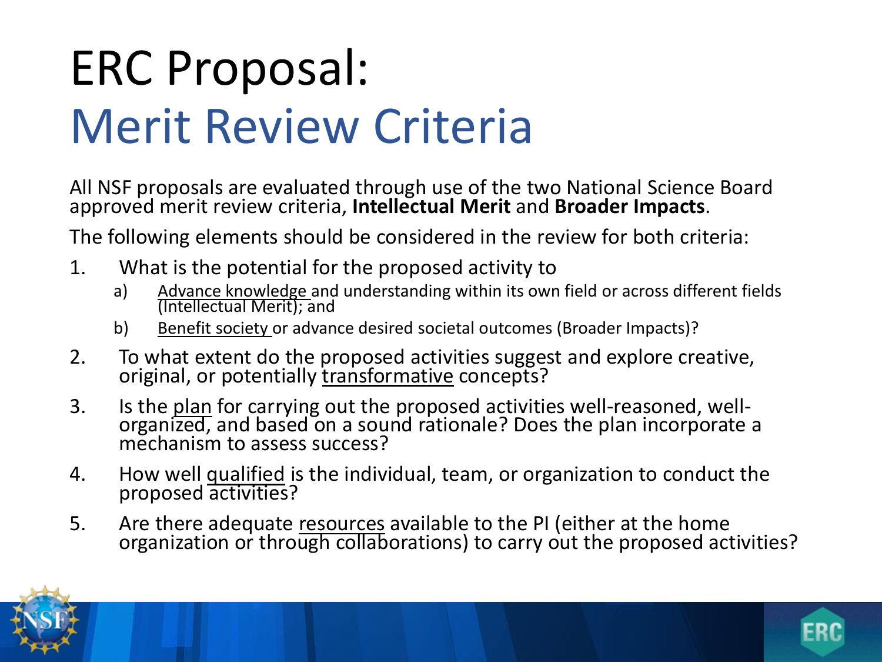# ERC Proposal: Merit Review Criteria

All NSF proposals are evaluated through use of the two National Science Board approved merit review criteria, **Intellectual Merit** and **Broader Impacts**.

The following elements should be considered in the review for both criteria:

1. What is the potential for the proposed activity to
   a) Advance knowledge and understanding within its own field or across different fields (Intellectual Merit); and
   b) Benefit society or advance desired societal outcomes (Broader Impacts)?
2. To what extent do the proposed activities suggest and explore creative, original, or potentially transformative concepts?
3. Is the plan for carrying out the proposed activities well-reasoned, well-organized, and based on a sound rationale? Does the plan incorporate a mechanism to assess success?
4. How well qualified is the individual, team, or organization to conduct the proposed activities?
5. Are there adequate resources available to the PI (either at the home organization or through collaborations) to carry out the proposed activities?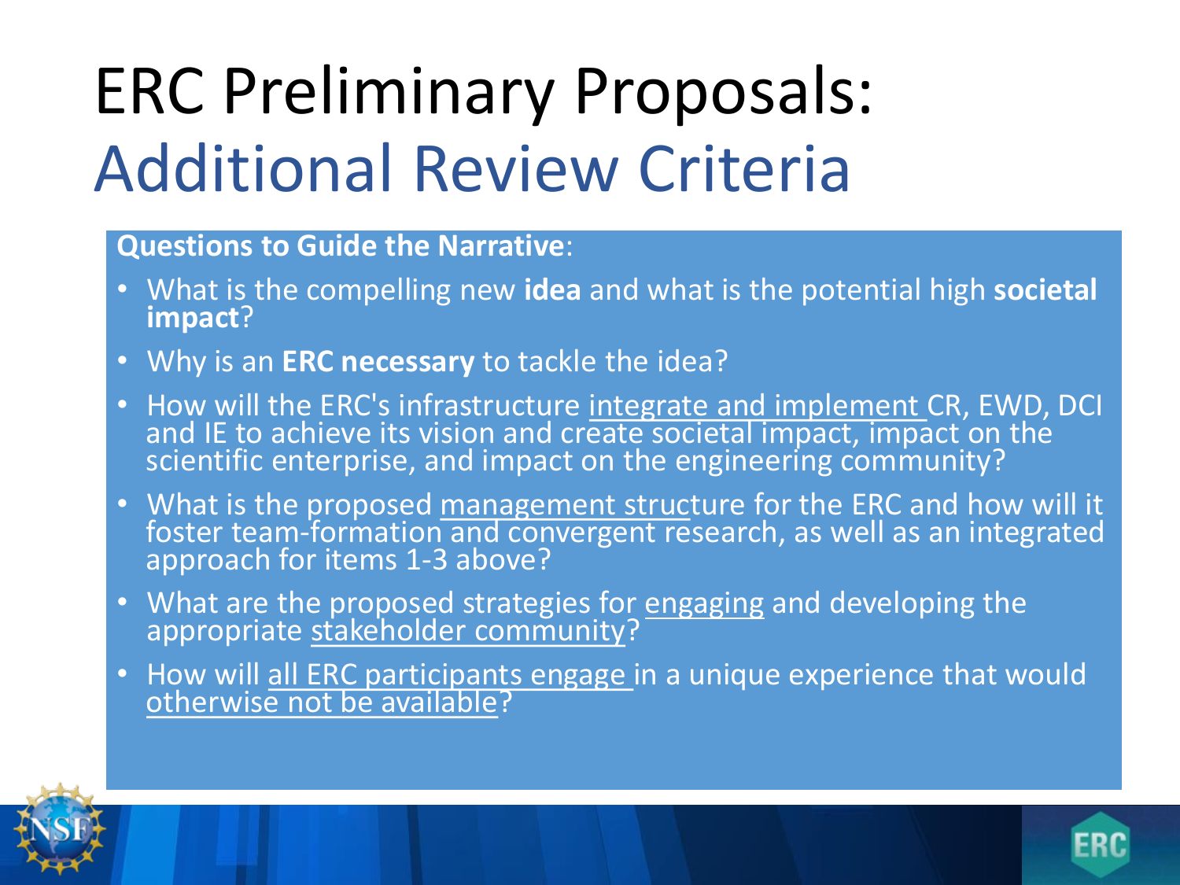# ERC Preliminary Proposals: Additional Review Criteria

**Questions to Guide the Narrative**:

- What is the compelling new **idea** and what is the potential high **societal impact**?
- Why is an **ERC necessary** to tackle the idea?
- How will the ERC's infrastructure integrate and implement CR, EWD, DCI and IE to achieve its vision and create societal impact, impact on the scientific enterprise, and impact on the engineering community?
- What is the proposed management structure for the ERC and how will it foster team-formation and convergent research, as well as an integrated approach for items 1-3 above?
- What are the proposed strategies for engaging and developing the appropriate stakeholder community?
- How will all ERC participants engage in a unique experience that would otherwise not be available?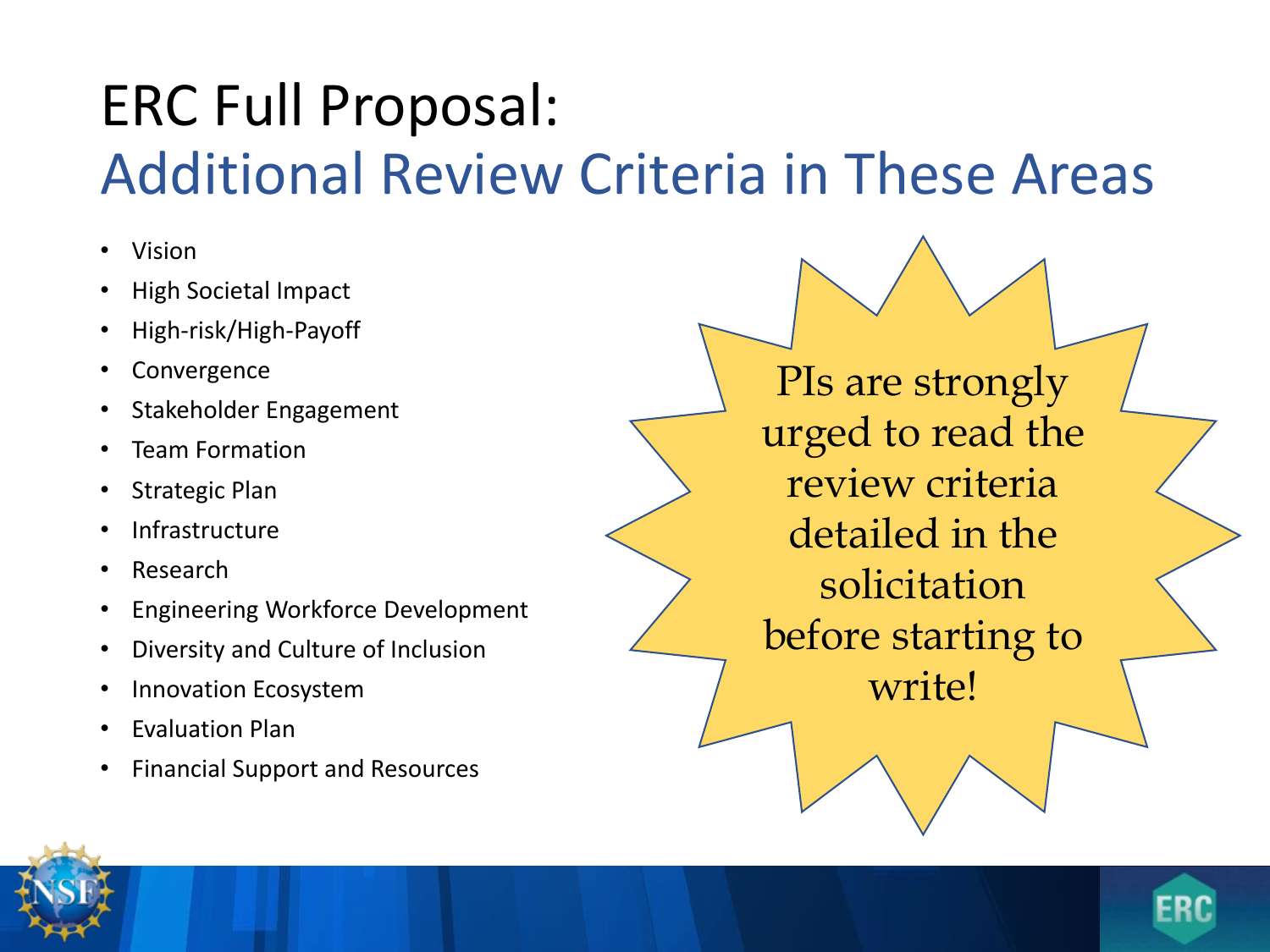# ERC Full Proposal: Additional Review Criteria in These Areas

- Vision
- High Societal Impact
- High-risk/High-Payoff
- Convergence
- Stakeholder Engagement
- Team Formation
- Strategic Plan
- Infrastructure
- Research
- Engineering Workforce Development
- Diversity and Culture of Inclusion
- Innovation Ecosystem
- Evaluation Plan
- Financial Support and Resources

PIs are strongly urged to read the review criteria detailed in the solicitation before starting to write!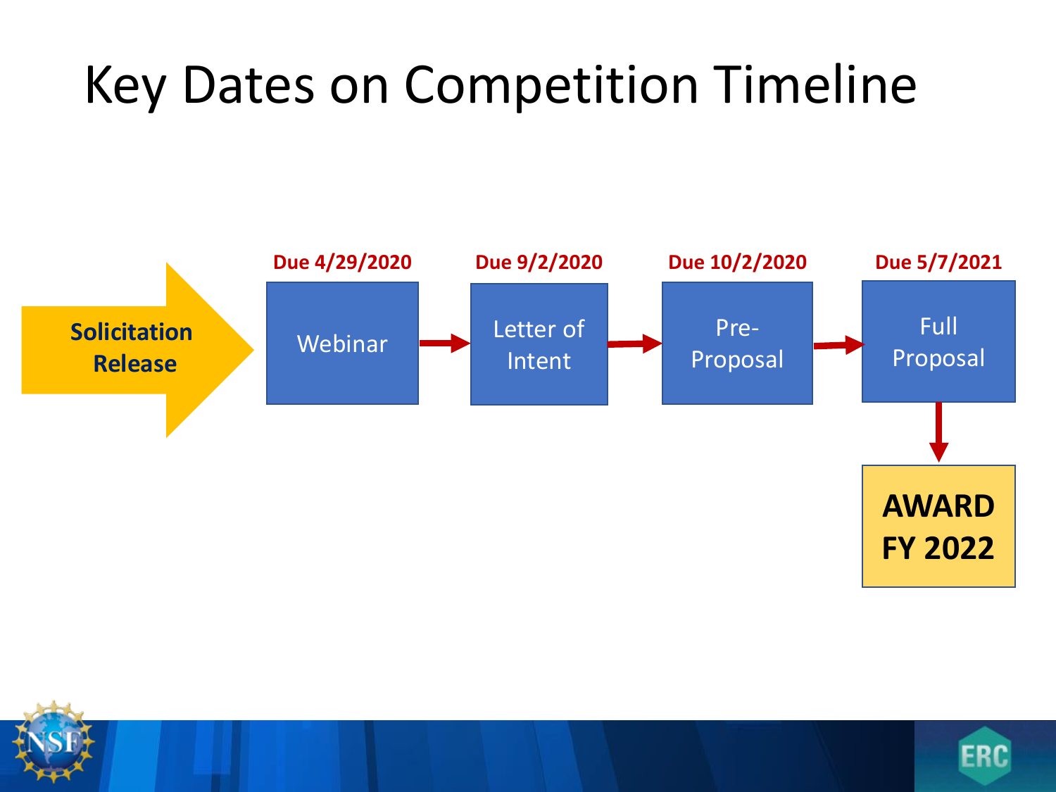# Key Dates on Competition Timeline

**Solicitation Release**

| Step | Due Date |
| --- | --- |
| Webinar | Due 4/29/2020 |
| Letter of Intent | Due 9/2/2020 |
| Pre-Proposal | Due 10/2/2020 |
| Full Proposal | Due 5/7/2021 |

**AWARD FY 2022**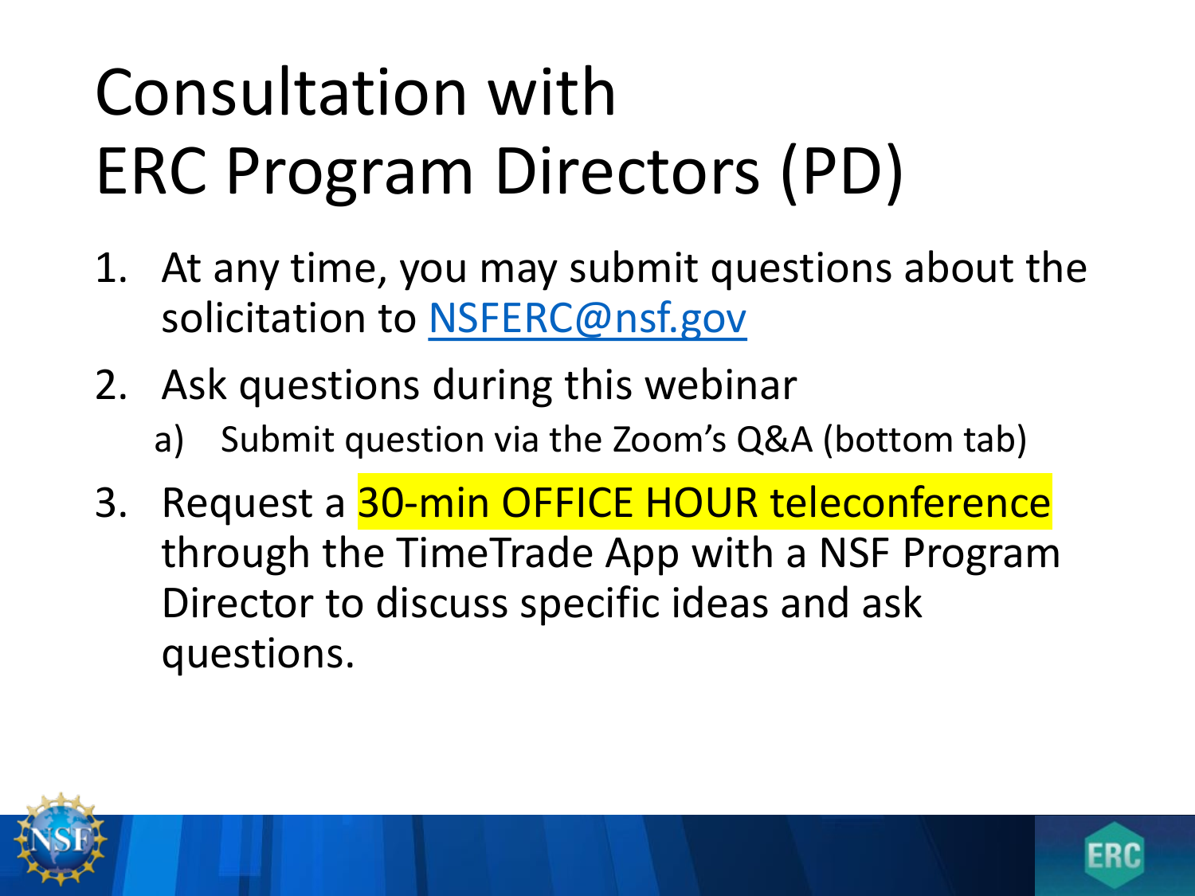# Consultation with ERC Program Directors (PD)

1. At any time, you may submit questions about the solicitation to NSFERC@nsf.gov
2. Ask questions during this webinar
   a) Submit question via the Zoom's Q&A (bottom tab)
3. Request a 30-min OFFICE HOUR teleconference through the TimeTrade App with a NSF Program Director to discuss specific ideas and ask questions.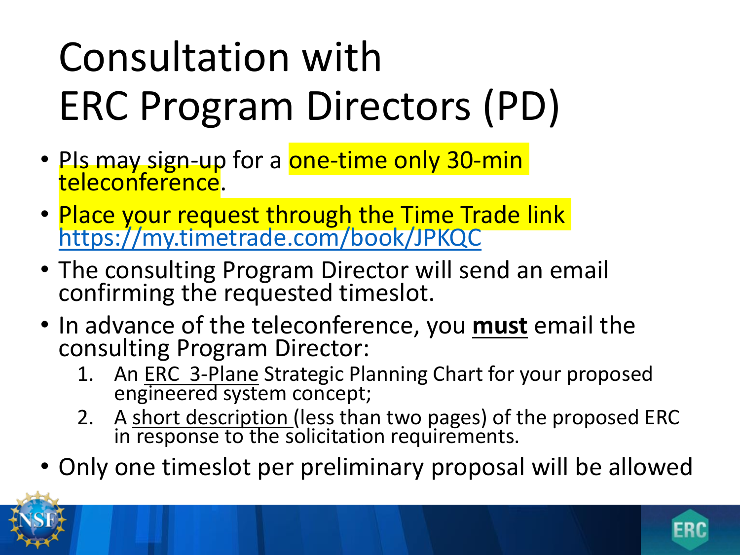# Consultation with ERC Program Directors (PD)

- PIs may sign-up for a one-time only 30-min teleconference.
- Place your request through the Time Trade link https://my.timetrade.com/book/JPKQC
- The consulting Program Director will send an email confirming the requested timeslot.
- In advance of the teleconference, you **must** email the consulting Program Director:
  1. An ERC 3-Plane Strategic Planning Chart for your proposed engineered system concept;
  2. A short description (less than two pages) of the proposed ERC in response to the solicitation requirements.
- Only one timeslot per preliminary proposal will be allowed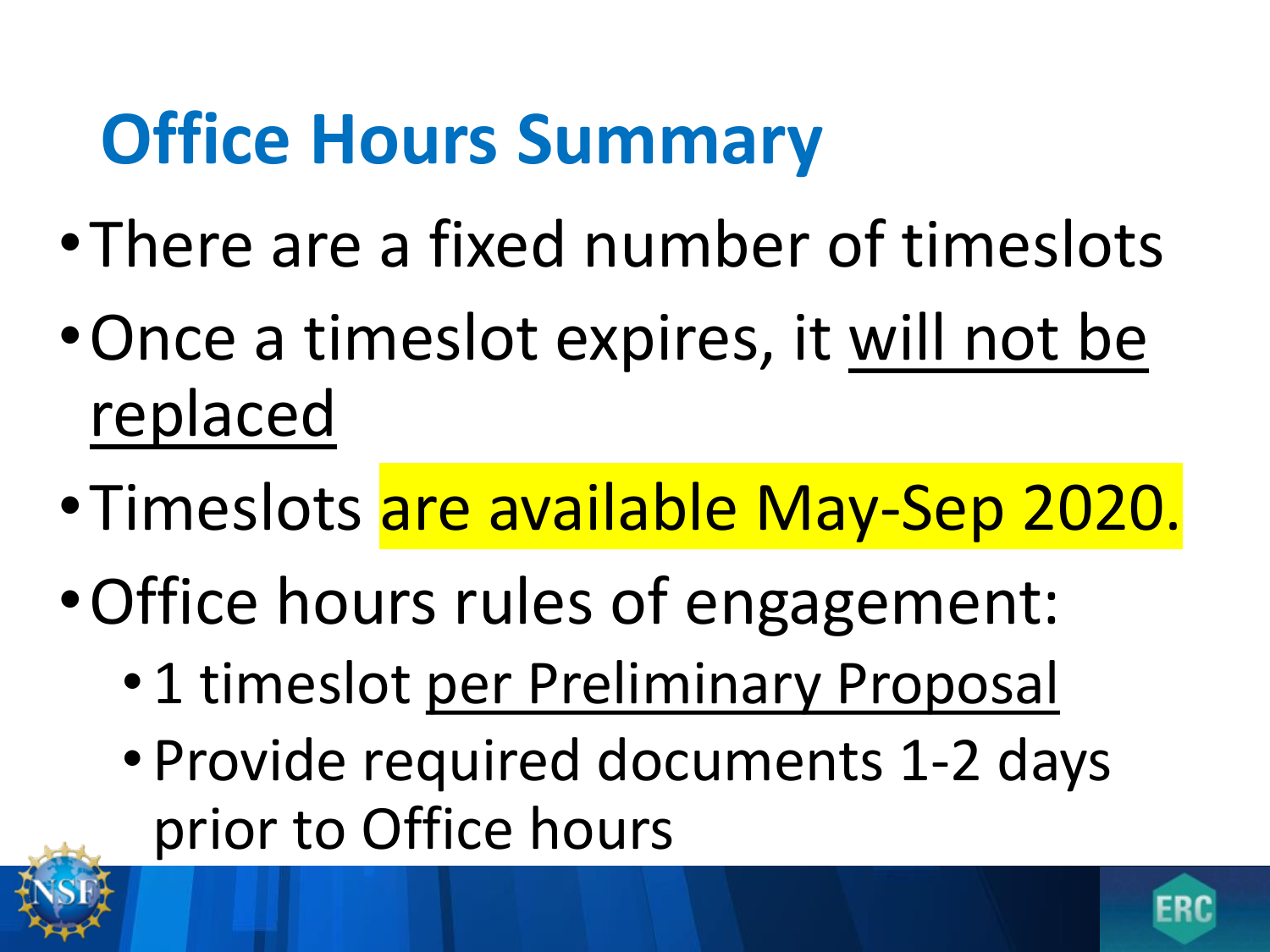# Office Hours Summary

- There are a fixed number of timeslots
- Once a timeslot expires, it <u>will not be replaced</u>
- Timeslots are available May-Sep 2020.
- Office hours rules of engagement:
  - 1 timeslot <u>per Preliminary Proposal</u>
  - Provide required documents 1-2 days prior to Office hours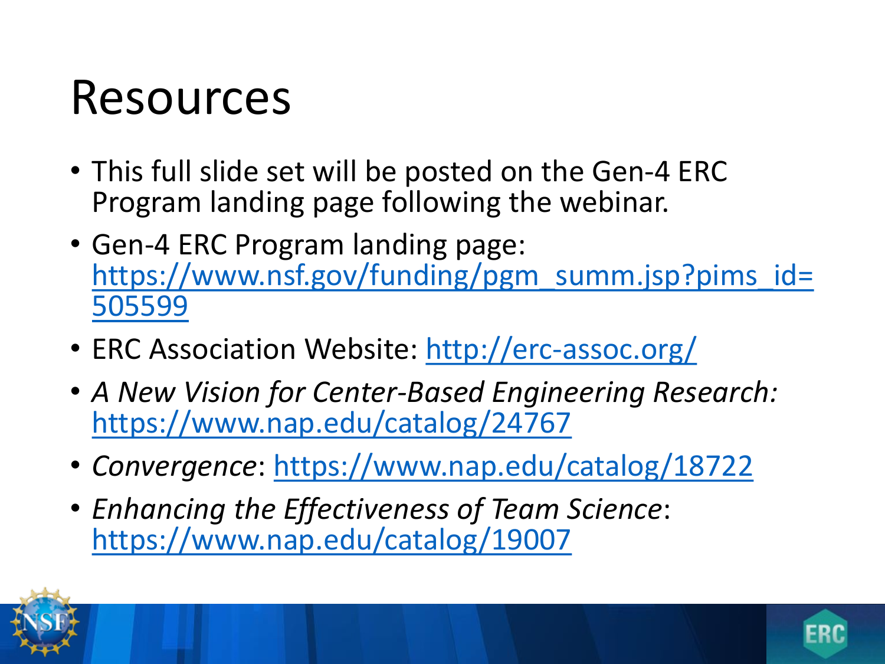# Resources

- This full slide set will be posted on the Gen-4 ERC Program landing page following the webinar.
- Gen-4 ERC Program landing page: https://www.nsf.gov/funding/pgm_summ.jsp?pims_id=505599
- ERC Association Website: http://erc-assoc.org/
- *A New Vision for Center-Based Engineering Research:* https://www.nap.edu/catalog/24767
- *Convergence*: https://www.nap.edu/catalog/18722
- *Enhancing the Effectiveness of Team Science*: https://www.nap.edu/catalog/19007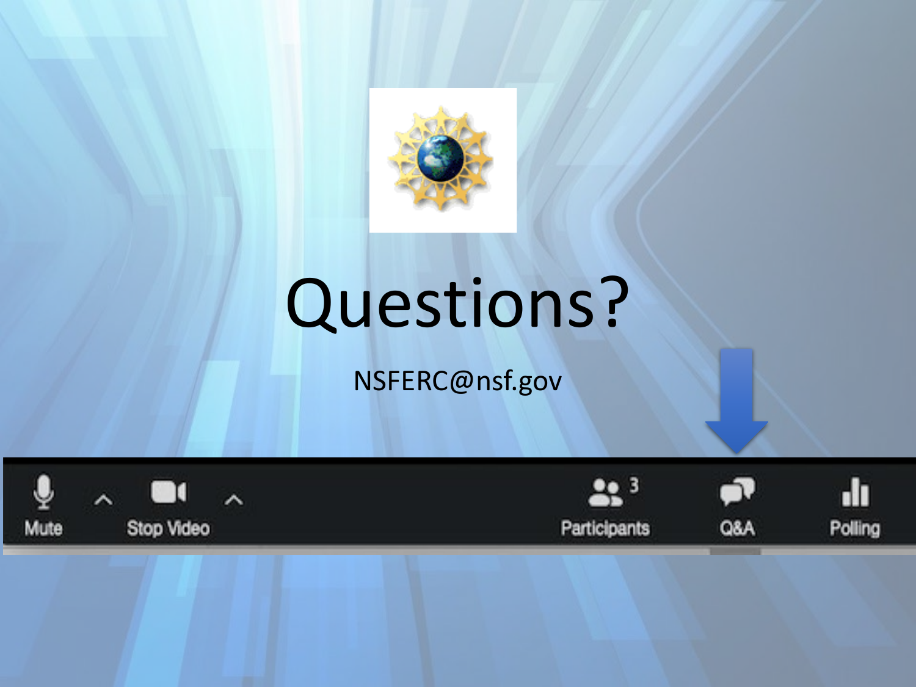# Questions?

NSFERC@nsf.gov

Mute    Stop Video    Participants    Q&A    Polling